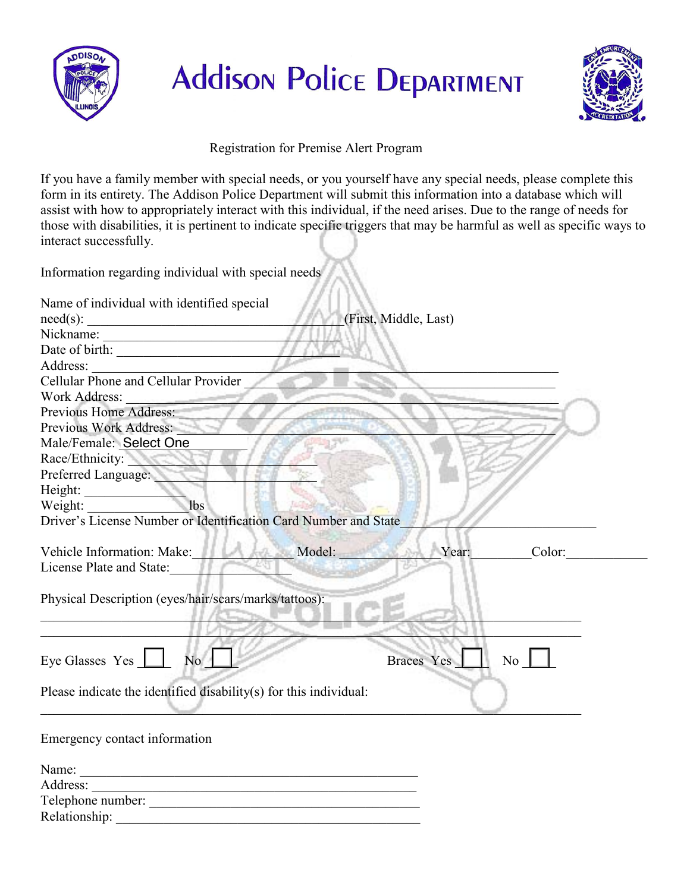# Addison Police Department

Registration for Premise Alert Program

If you have a family member with special needs, or you yourself have any special needs, please complete this form in its entirety. The Addison Police Department will submit this information into a database which will assist with how to appropriately interact with this individual, if the need arises. Due to the range of needs for those with disabilities, it is pertinent to indicate specific triggers that may be harmful as well as specific ways to interact successfully.

Information regarding individual with special needs

Name of individual with identified special need(s): ____________________________________ (First, Middle, Last)

Nickname: ____________________________________

Date of birth: ____________________________________

Address: ____________________________________

Cellular Phone and Cellular Provider ____________________________________

Work Address: ____________________________________

Previous Home Address: ____________________________________

Previous Work Address: ____________________________________

Male/Female: Select One

Race/Ethnicity: ____________________

Preferred Language: ____________________

Height: ______________

Weight: ______________ lbs

Driver's License Number or Identification Card Number and State ____________________________

Vehicle Information: Make: ____________ Model: ____________ Year: ________ Color: ____________

License Plate and State: ____________________

Physical Description (eyes/hair/scars/marks/tattoos):

________________________________________________________________________

________________________________________________________________________

Eye Glasses Yes ☐ No ☐     Braces Yes ☐ No ☐

Please indicate the identified disability(s) for this individual:

________________________________________________________________________

Emergency contact information

Name: ____________________________________

Address: ____________________________________

Telephone number: ____________________________________

Relationship: ____________________________________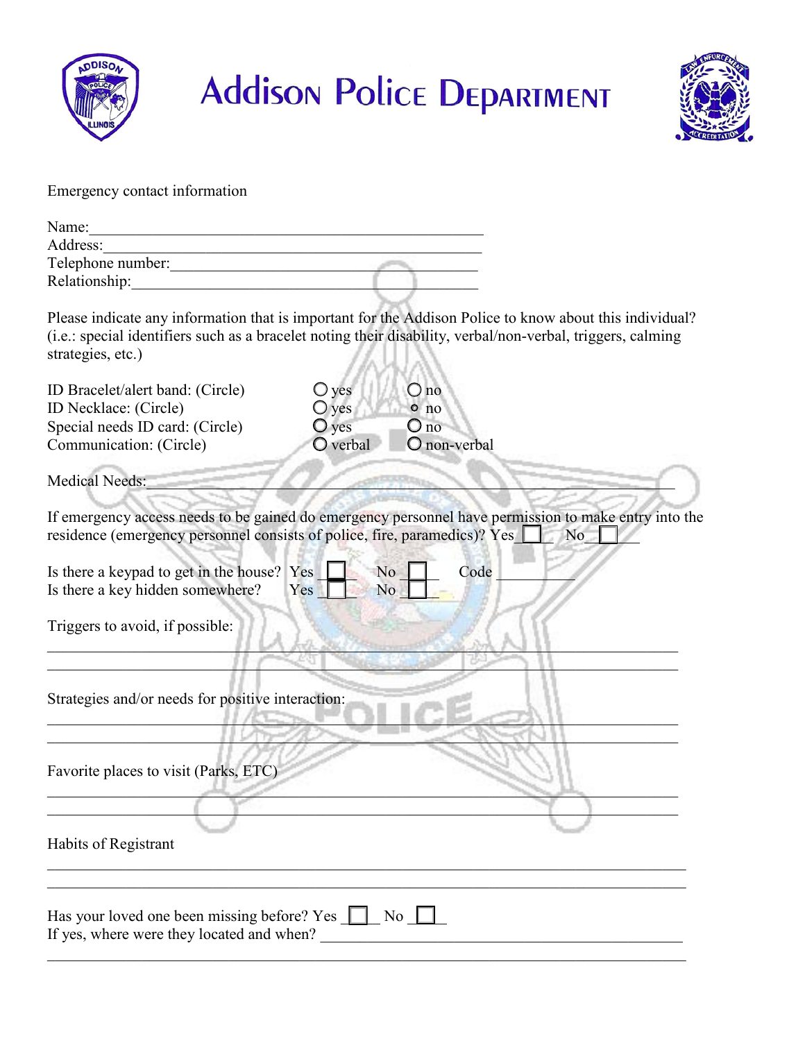# Addison Police Department

Emergency contact information

Name:\_\_\_\_\_\_\_\_\_\_\_\_\_\_\_\_\_\_\_\_\_\_\_\_\_\_\_\_\_\_\_\_\_\_\_\_\_\_\_\_\_\_\_\_\_\_\_\_\_\_
Address:\_\_\_\_\_\_\_\_\_\_\_\_\_\_\_\_\_\_\_\_\_\_\_\_\_\_\_\_\_\_\_\_\_\_\_\_\_\_\_\_\_\_\_\_\_\_\_\_
Telephone number:\_\_\_\_\_\_\_\_\_\_\_\_\_\_\_\_\_\_\_\_\_\_\_\_\_\_\_\_\_\_\_\_\_\_\_\_\_\_\_\_
Relationship:\_\_\_\_\_\_\_\_\_\_\_\_\_\_\_\_\_\_\_\_\_\_\_\_\_\_\_\_\_\_\_\_\_\_\_\_\_\_\_\_\_\_\_\_

Please indicate any information that is important for the Addison Police to know about this individual? (i.e.: special identifiers such as a bracelet noting their disability, verbal/non-verbal, triggers, calming strategies, etc.)

| | | |
|---|---|---|
| ID Bracelet/alert band: (Circle) | ○ yes | ○ no |
| ID Necklace: (Circle) | ○ yes | ○ no |
| Special needs ID card: (Circle) | ○ yes | ○ no |
| Communication: (Circle) | ○ verbal | ○ non-verbal |

Medical Needs:\_\_\_\_\_\_\_\_\_\_\_\_\_\_\_\_\_\_\_\_\_\_\_\_\_\_\_\_\_\_\_\_\_\_\_\_\_\_\_\_\_\_\_\_\_\_\_\_\_\_\_\_\_\_\_\_\_\_\_\_\_\_\_\_\_\_

If emergency access needs to be gained do emergency personnel have permission to make entry into the residence (emergency personnel consists of police, fire, paramedics)? Yes ☐ No ☐

Is there a keypad to get in the house? Yes ☐ No ☐ Code \_\_\_\_\_\_\_\_\_\_
Is there a key hidden somewhere? Yes ☐ No ☐

Triggers to avoid, if possible:

\_\_\_\_\_\_\_\_\_\_\_\_\_\_\_\_\_\_\_\_\_\_\_\_\_\_\_\_\_\_\_\_\_\_\_\_\_\_\_\_\_\_\_\_\_\_\_\_\_\_\_\_\_\_\_\_\_\_\_\_\_\_\_\_\_\_\_\_\_\_\_\_\_\_\_\_\_\_\_\_
\_\_\_\_\_\_\_\_\_\_\_\_\_\_\_\_\_\_\_\_\_\_\_\_\_\_\_\_\_\_\_\_\_\_\_\_\_\_\_\_\_\_\_\_\_\_\_\_\_\_\_\_\_\_\_\_\_\_\_\_\_\_\_\_\_\_\_\_\_\_\_\_\_\_\_\_\_\_\_\_

Strategies and/or needs for positive interaction:

\_\_\_\_\_\_\_\_\_\_\_\_\_\_\_\_\_\_\_\_\_\_\_\_\_\_\_\_\_\_\_\_\_\_\_\_\_\_\_\_\_\_\_\_\_\_\_\_\_\_\_\_\_\_\_\_\_\_\_\_\_\_\_\_\_\_\_\_\_\_\_\_\_\_\_\_\_\_\_\_
\_\_\_\_\_\_\_\_\_\_\_\_\_\_\_\_\_\_\_\_\_\_\_\_\_\_\_\_\_\_\_\_\_\_\_\_\_\_\_\_\_\_\_\_\_\_\_\_\_\_\_\_\_\_\_\_\_\_\_\_\_\_\_\_\_\_\_\_\_\_\_\_\_\_\_\_\_\_\_\_

Favorite places to visit (Parks, ETC)

\_\_\_\_\_\_\_\_\_\_\_\_\_\_\_\_\_\_\_\_\_\_\_\_\_\_\_\_\_\_\_\_\_\_\_\_\_\_\_\_\_\_\_\_\_\_\_\_\_\_\_\_\_\_\_\_\_\_\_\_\_\_\_\_\_\_\_\_\_\_\_\_\_\_\_\_\_\_\_\_
\_\_\_\_\_\_\_\_\_\_\_\_\_\_\_\_\_\_\_\_\_\_\_\_\_\_\_\_\_\_\_\_\_\_\_\_\_\_\_\_\_\_\_\_\_\_\_\_\_\_\_\_\_\_\_\_\_\_\_\_\_\_\_\_\_\_\_\_\_\_\_\_\_\_\_\_\_\_\_\_

Habits of Registrant

\_\_\_\_\_\_\_\_\_\_\_\_\_\_\_\_\_\_\_\_\_\_\_\_\_\_\_\_\_\_\_\_\_\_\_\_\_\_\_\_\_\_\_\_\_\_\_\_\_\_\_\_\_\_\_\_\_\_\_\_\_\_\_\_\_\_\_\_\_\_\_\_\_\_\_\_\_\_\_\_
\_\_\_\_\_\_\_\_\_\_\_\_\_\_\_\_\_\_\_\_\_\_\_\_\_\_\_\_\_\_\_\_\_\_\_\_\_\_\_\_\_\_\_\_\_\_\_\_\_\_\_\_\_\_\_\_\_\_\_\_\_\_\_\_\_\_\_\_\_\_\_\_\_\_\_\_\_\_\_\_

Has your loved one been missing before? Yes ☐ No ☐
If yes, where were they located and when? \_\_\_\_\_\_\_\_\_\_\_\_\_\_\_\_\_\_\_\_\_\_\_\_\_\_\_\_\_\_\_\_\_\_\_\_\_\_\_\_\_\_\_\_
\_\_\_\_\_\_\_\_\_\_\_\_\_\_\_\_\_\_\_\_\_\_\_\_\_\_\_\_\_\_\_\_\_\_\_\_\_\_\_\_\_\_\_\_\_\_\_\_\_\_\_\_\_\_\_\_\_\_\_\_\_\_\_\_\_\_\_\_\_\_\_\_\_\_\_\_\_\_\_\_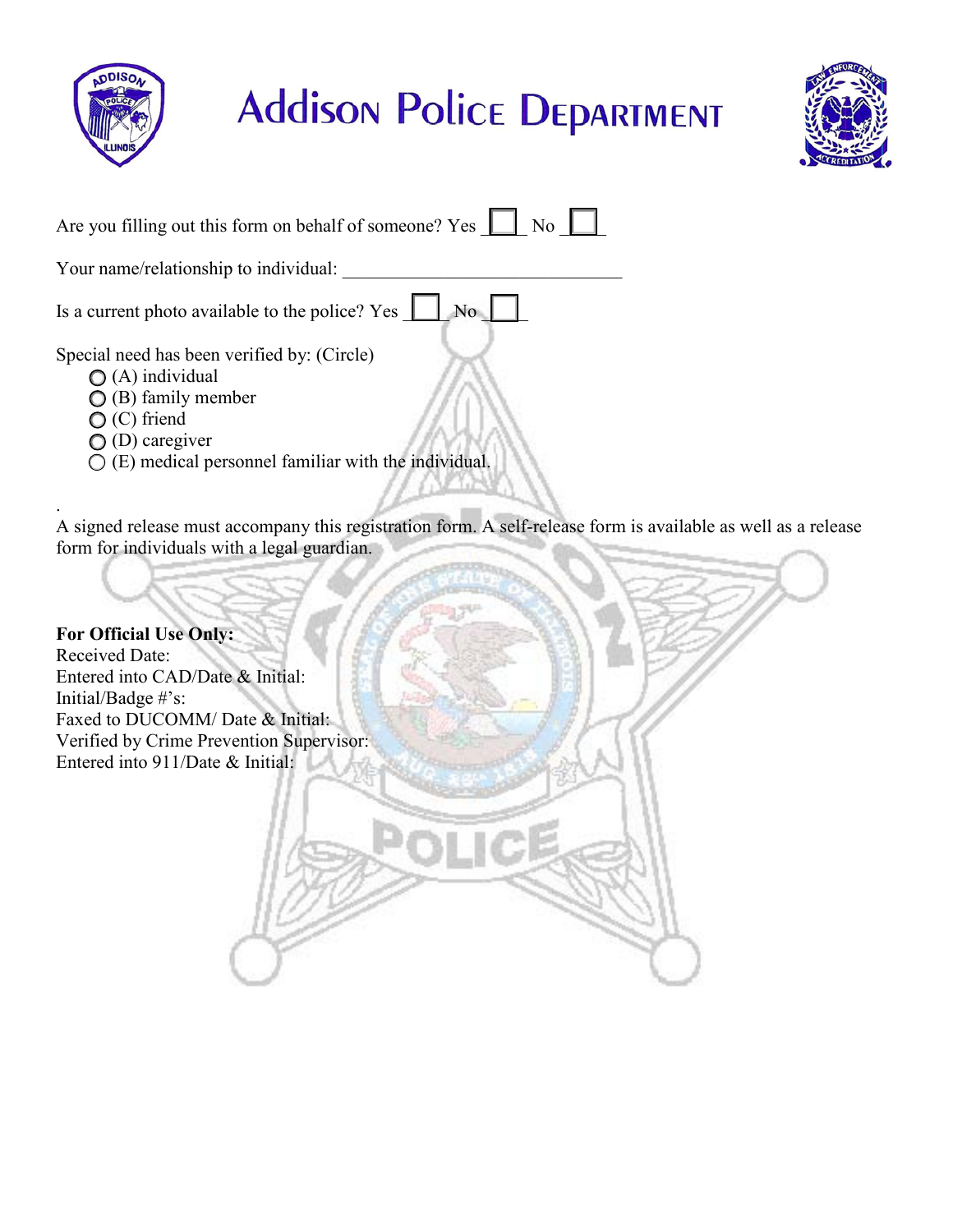# Addison Police Department

Are you filling out this form on behalf of someone? Yes ☐ No ☐

Your name/relationship to individual: ______________________________

Is a current photo available to the police? Yes ☐ No ☐

Special need has been verified by: (Circle)

- ○ (A) individual
- ○ (B) family member
- ○ (C) friend
- ○ (D) caregiver
- ○ (E) medical personnel familiar with the individual.

.

A signed release must accompany this registration form. A self-release form is available as well as a release form for individuals with a legal guardian.

**For Official Use Only:**

Received Date:
Entered into CAD/Date & Initial:
Initial/Badge #'s:
Faxed to DUCOMM/ Date & Initial:
Verified by Crime Prevention Supervisor:
Entered into 911/Date & Initial: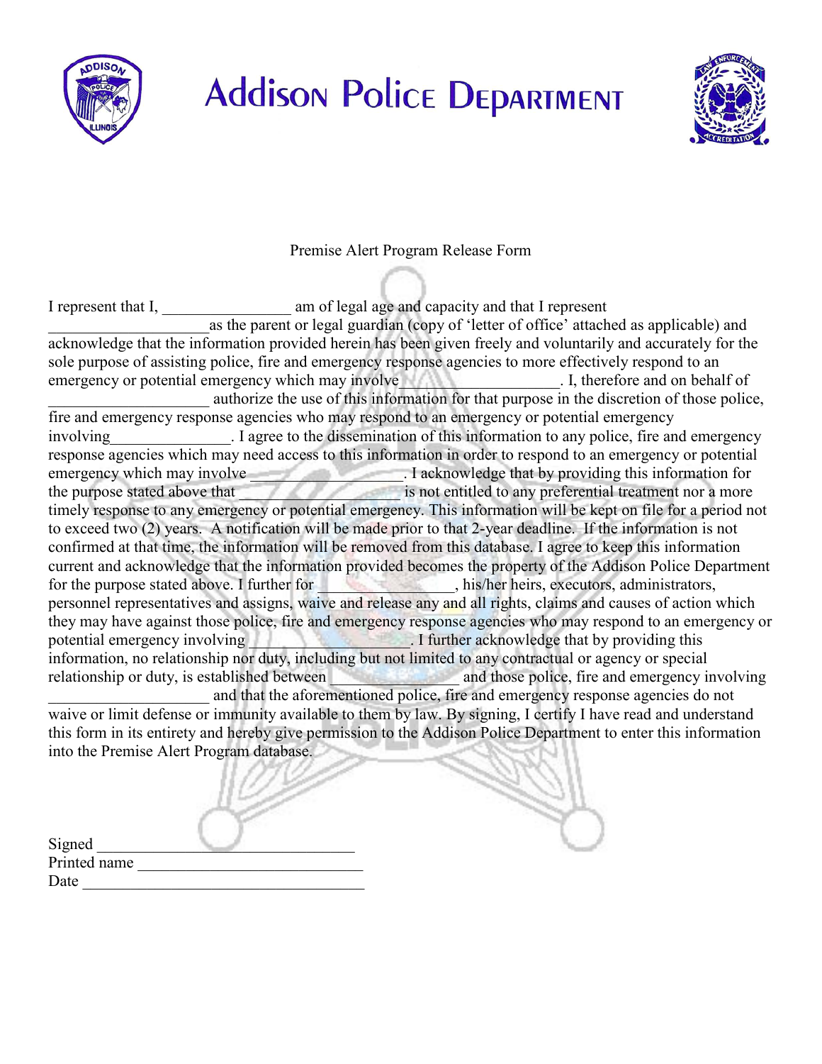# Addison Police Department

Premise Alert Program Release Form

I represent that I, ________________ am of legal age and capacity and that I represent ____________________as the parent or legal guardian (copy of 'letter of office' attached as applicable) and acknowledge that the information provided herein has been given freely and voluntarily and accurately for the sole purpose of assisting police, fire and emergency response agencies to more effectively respond to an emergency or potential emergency which may involve____________________. I, therefore and on behalf of ____________________ authorize the use of this information for that purpose in the discretion of those police, fire and emergency response agencies who may respond to an emergency or potential emergency involving_______________. I agree to the dissemination of this information to any police, fire and emergency response agencies which may need access to this information in order to respond to an emergency or potential emergency which may involve ___________________. I acknowledge that by providing this information for the purpose stated above that ____________________ is not entitled to any preferential treatment nor a more timely response to any emergency or potential emergency. This information will be kept on file for a period not to exceed two (2) years. A notification will be made prior to that 2-year deadline. If the information is not confirmed at that time, the information will be removed from this database. I agree to keep this information current and acknowledge that the information provided becomes the property of the Addison Police Department for the purpose stated above. I further for ________________, his/her heirs, executors, administrators, personnel representatives and assigns, waive and release any and all rights, claims and causes of action which they may have against those police, fire and emergency response agencies who may respond to an emergency or potential emergency involving ___________________. I further acknowledge that by providing this information, no relationship nor duty, including but not limited to any contractual or agency or special relationship or duty, is established between ________________ and those police, fire and emergency involving ____________________ and that the aforementioned police, fire and emergency response agencies do not waive or limit defense or immunity available to them by law. By signing, I certify I have read and understand this form in its entirety and hereby give permission to the Addison Police Department to enter this information into the Premise Alert Program database.

Signed ________________________________

Printed name ____________________________

Date ___________________________________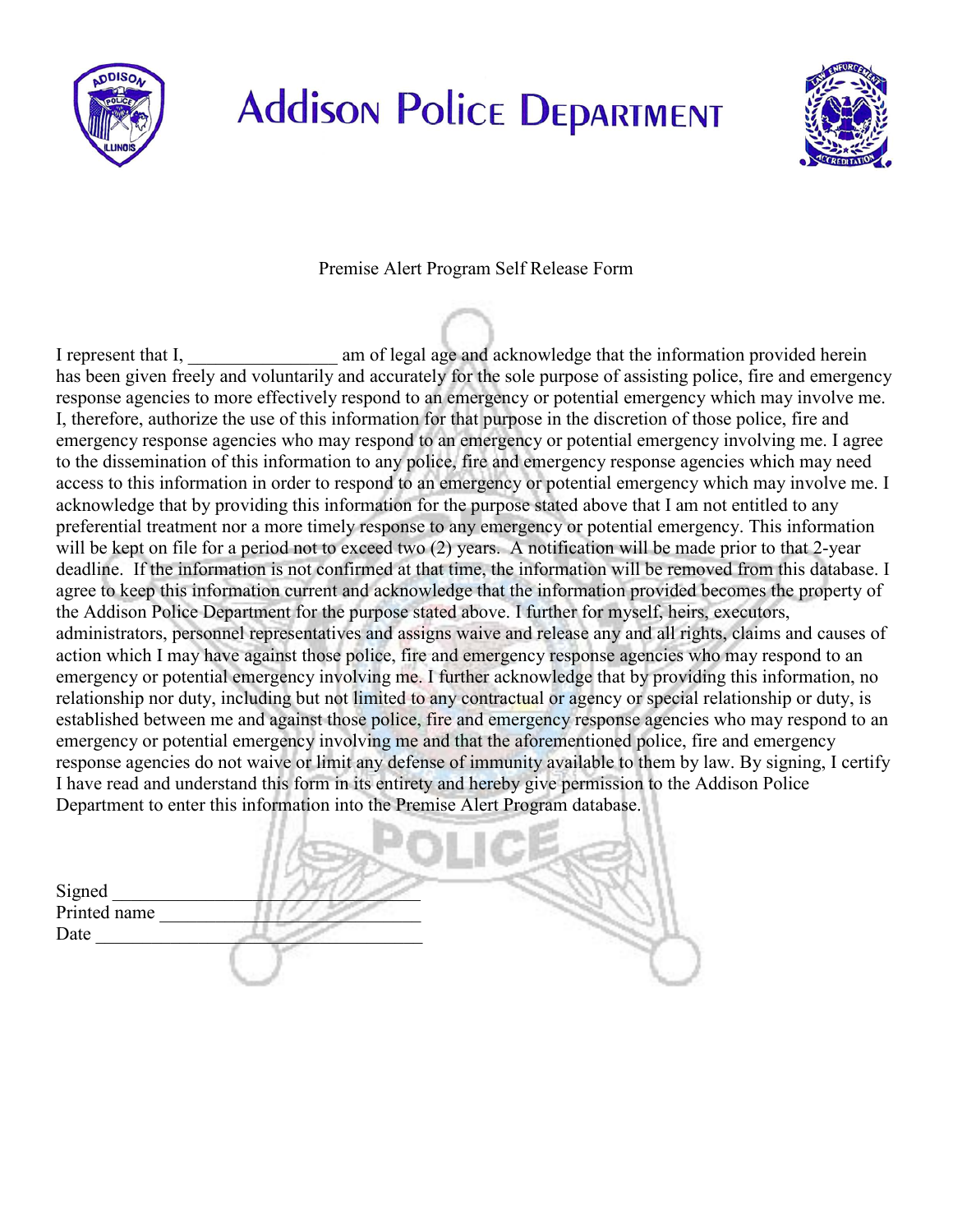# Addison Police Department

Premise Alert Program Self Release Form

I represent that I, ________________ am of legal age and acknowledge that the information provided herein has been given freely and voluntarily and accurately for the sole purpose of assisting police, fire and emergency response agencies to more effectively respond to an emergency or potential emergency which may involve me. I, therefore, authorize the use of this information for that purpose in the discretion of those police, fire and emergency response agencies who may respond to an emergency or potential emergency involving me. I agree to the dissemination of this information to any police, fire and emergency response agencies which may need access to this information in order to respond to an emergency or potential emergency which may involve me. I acknowledge that by providing this information for the purpose stated above that I am not entitled to any preferential treatment nor a more timely response to any emergency or potential emergency. This information will be kept on file for a period not to exceed two (2) years. A notification will be made prior to that 2-year deadline. If the information is not confirmed at that time, the information will be removed from this database. I agree to keep this information current and acknowledge that the information provided becomes the property of the Addison Police Department for the purpose stated above. I further for myself, heirs, executors, administrators, personnel representatives and assigns waive and release any and all rights, claims and causes of action which I may have against those police, fire and emergency response agencies who may respond to an emergency or potential emergency involving me. I further acknowledge that by providing this information, no relationship nor duty, including but not limited to any contractual or agency or special relationship or duty, is established between me and against those police, fire and emergency response agencies who may respond to an emergency or potential emergency involving me and that the aforementioned police, fire and emergency response agencies do not waive or limit any defense of immunity available to them by law. By signing, I certify I have read and understand this form in its entirety and hereby give permission to the Addison Police Department to enter this information into the Premise Alert Program database.

Signed ______________________________

Printed name ______________________________

Date ______________________________